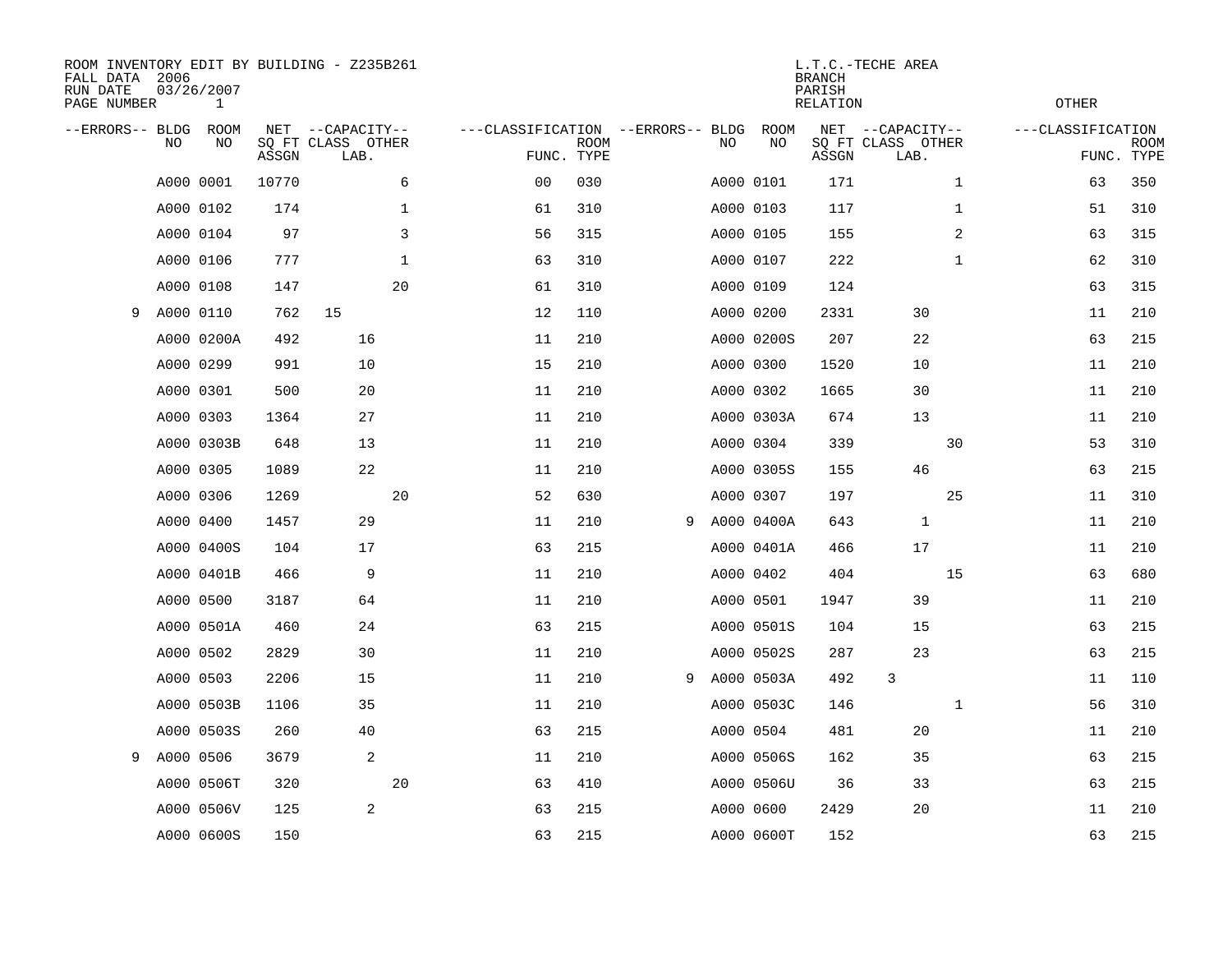ROOM INVENTORY EDIT BY BUILDING - Z235B261
FALL DATA 2006
RUN DATE 03/26/2007
PAGE NUMBER 1

L.T.C.-TECHE AREA
BRANCH
PARISH
RELATION
OTHER

| --ERRORS-- | BLDG NO | ROOM NO | NET SQ FT ASSGN | --CAPACITY-- CLASS LAB. | OTHER | ---CLASSIFICATION FUNC. | ROOM TYPE | --ERRORS-- | BLDG NO | ROOM NO | NET SQ FT ASSGN | --CAPACITY-- CLASS LAB. | OTHER | ---CLASSIFICATION FUNC. | ROOM TYPE |
|---|---|---|---|---|---|---|---|---|---|---|---|---|---|---|---|
| | A000 | 0001 | 10770 | | 6 | 00 | 030 | | A000 | 0101 | 171 | | 1 | 63 | 350 |
| | A000 | 0102 | 174 | | 1 | 61 | 310 | | A000 | 0103 | 117 | | 1 | 51 | 310 |
| | A000 | 0104 | 97 | | 3 | 56 | 315 | | A000 | 0105 | 155 | | 2 | 63 | 315 |
| | A000 | 0106 | 777 | | 1 | 63 | 310 | | A000 | 0107 | 222 | | 1 | 62 | 310 |
| | A000 | 0108 | 147 | | 20 | 61 | 310 | | A000 | 0109 | 124 | | | 63 | 315 |
| 9 | A000 | 0110 | 762 | 15 | | 12 | 110 | | A000 | 0200 | 2331 | 30 | | 11 | 210 |
| | A000 | 0200A | 492 | 16 | | 11 | 210 | | A000 | 0200S | 207 | 22 | | 63 | 215 |
| | A000 | 0299 | 991 | 10 | | 15 | 210 | | A000 | 0300 | 1520 | 10 | | 11 | 210 |
| | A000 | 0301 | 500 | 20 | | 11 | 210 | | A000 | 0302 | 1665 | 30 | | 11 | 210 |
| | A000 | 0303 | 1364 | 27 | | 11 | 210 | | A000 | 0303A | 674 | 13 | | 11 | 210 |
| | A000 | 0303B | 648 | 13 | | 11 | 210 | | A000 | 0304 | 339 | | 30 | 53 | 310 |
| | A000 | 0305 | 1089 | 22 | | 11 | 210 | | A000 | 0305S | 155 | 46 | | 63 | 215 |
| | A000 | 0306 | 1269 | | 20 | 52 | 630 | | A000 | 0307 | 197 | | 25 | 11 | 310 |
| | A000 | 0400 | 1457 | 29 | | 11 | 210 | 9 | A000 | 0400A | 643 | 1 | | 11 | 210 |
| | A000 | 0400S | 104 | 17 | | 63 | 215 | | A000 | 0401A | 466 | 17 | | 11 | 210 |
| | A000 | 0401B | 466 | 9 | | 11 | 210 | | A000 | 0402 | 404 | | 15 | 63 | 680 |
| | A000 | 0500 | 3187 | 64 | | 11 | 210 | | A000 | 0501 | 1947 | 39 | | 11 | 210 |
| | A000 | 0501A | 460 | 24 | | 63 | 215 | | A000 | 0501S | 104 | 15 | | 63 | 215 |
| | A000 | 0502 | 2829 | 30 | | 11 | 210 | | A000 | 0502S | 287 | 23 | | 63 | 215 |
| | A000 | 0503 | 2206 | 15 | | 11 | 210 | 9 | A000 | 0503A | 492 | 3 | | 11 | 110 |
| | A000 | 0503B | 1106 | 35 | | 11 | 210 | | A000 | 0503C | 146 | | 1 | 56 | 310 |
| | A000 | 0503S | 260 | 40 | | 63 | 215 | | A000 | 0504 | 481 | 20 | | 11 | 210 |
| 9 | A000 | 0506 | 3679 | 2 | | 11 | 210 | | A000 | 0506S | 162 | 35 | | 63 | 215 |
| | A000 | 0506T | 320 | | 20 | 63 | 410 | | A000 | 0506U | 36 | 33 | | 63 | 215 |
| | A000 | 0506V | 125 | 2 | | 63 | 215 | | A000 | 0600 | 2429 | 20 | | 11 | 210 |
| | A000 | 0600S | 150 | | | 63 | 215 | | A000 | 0600T | 152 | | | 63 | 215 |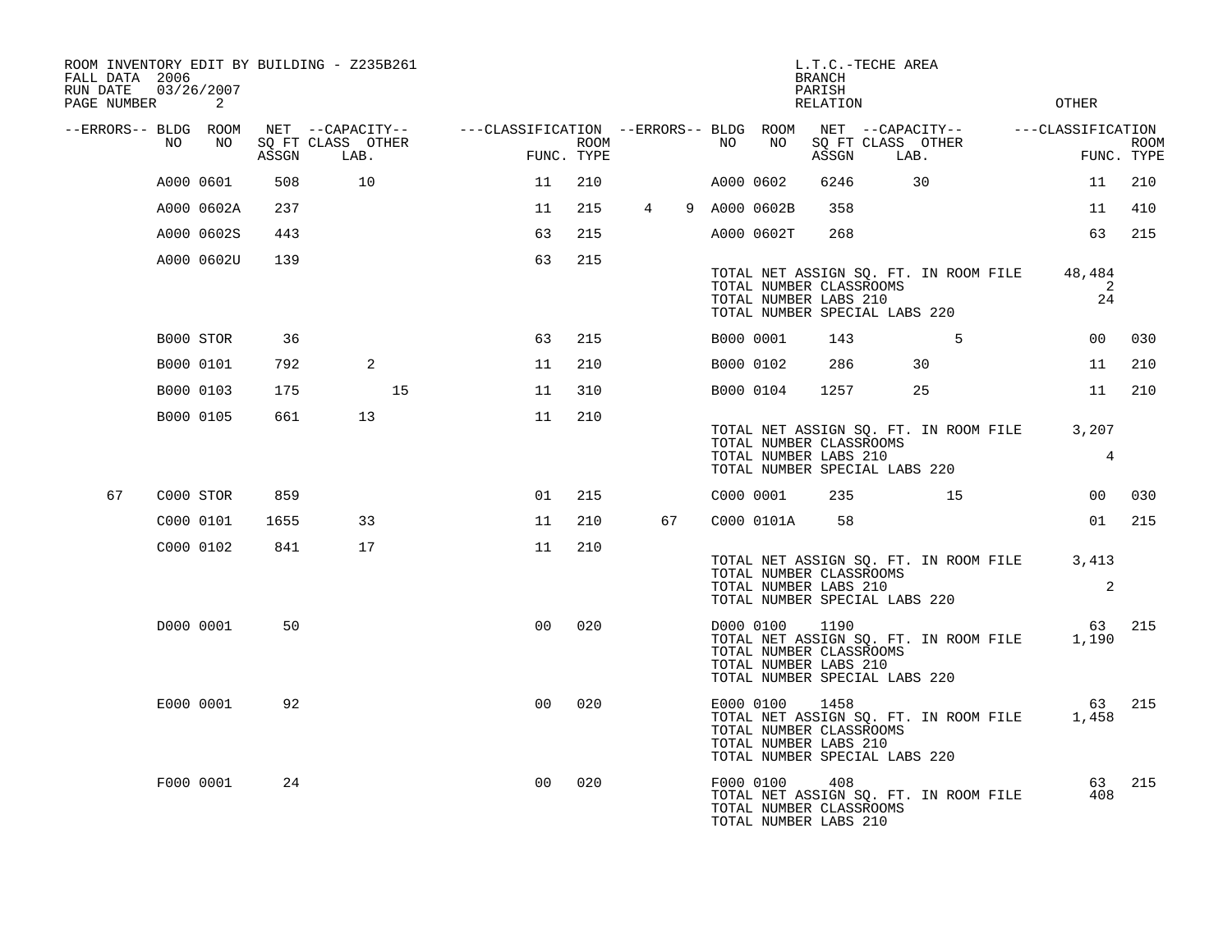ROOM INVENTORY EDIT BY BUILDING - Z235B261
FALL DATA 2006
RUN DATE 03/26/2007
PAGE NUMBER 2

L.T.C.-TECHE AREA
BRANCH
PARISH
RELATION
OTHER

| --ERRORS-- | BLDG NO | ROOM NO | NET SQ FT ASSGN | --CAPACITY-- CLASS LAB. | OTHER | ---CLASSIFICATION FUNC. | ROOM TYPE | --ERRORS-- | BLDG NO | ROOM NO | NET SQ FT ASSGN | --CAPACITY-- CLASS LAB. | OTHER | ---CLASSIFICATION FUNC. | ROOM TYPE |
|---|---|---|---|---|---|---|---|---|---|---|---|---|---|---|---|
| | A000 | 0601 | 508 | 10 | | 11 | 210 | | A000 | 0602 | 6246 | 30 | | 11 | 210 |
| | A000 | 0602A | 237 | | | 11 | 215 | 4 9 | A000 | 0602B | 358 | | | 11 | 410 |
| | A000 | 0602S | 443 | | | 63 | 215 | | A000 | 0602T | 268 | | | 63 | 215 |
| | A000 | 0602U | 139 | | | 63 | 215 | | | | | | | | |

TOTAL NET ASSIGN SQ. FT. IN ROOM FILE 48,484
TOTAL NUMBER CLASSROOMS 2
TOTAL NUMBER LABS 210 24
TOTAL NUMBER SPECIAL LABS 220

| --ERRORS-- | BLDG NO | ROOM NO | NET SQ FT ASSGN | --CAPACITY-- CLASS LAB. | OTHER | ---CLASSIFICATION FUNC. | ROOM TYPE | --ERRORS-- | BLDG NO | ROOM NO | NET SQ FT ASSGN | --CAPACITY-- CLASS LAB. | OTHER | ---CLASSIFICATION FUNC. | ROOM TYPE |
|---|---|---|---|---|---|---|---|---|---|---|---|---|---|---|---|
| | B000 | STOR | 36 | | | 63 | 215 | | B000 | 0001 | 143 | | 5 | 00 | 030 |
| | B000 | 0101 | 792 | 2 | | 11 | 210 | | B000 | 0102 | 286 | 30 | | 11 | 210 |
| | B000 | 0103 | 175 | | 15 | 11 | 310 | | B000 | 0104 | 1257 | 25 | | 11 | 210 |
| | B000 | 0105 | 661 | 13 | | 11 | 210 | | | | | | | | |

TOTAL NET ASSIGN SQ. FT. IN ROOM FILE 3,207
TOTAL NUMBER CLASSROOMS
TOTAL NUMBER LABS 210 4
TOTAL NUMBER SPECIAL LABS 220

| --ERRORS-- | BLDG NO | ROOM NO | NET SQ FT ASSGN | --CAPACITY-- CLASS LAB. | OTHER | ---CLASSIFICATION FUNC. | ROOM TYPE | --ERRORS-- | BLDG NO | ROOM NO | NET SQ FT ASSGN | --CAPACITY-- CLASS LAB. | OTHER | ---CLASSIFICATION FUNC. | ROOM TYPE |
|---|---|---|---|---|---|---|---|---|---|---|---|---|---|---|---|
| 67 | C000 | STOR | 859 | | | 01 | 215 | | C000 | 0001 | 235 | | 15 | 00 | 030 |
| | C000 | 0101 | 1655 | 33 | | 11 | 210 | 67 | C000 | 0101A | 58 | | | 01 | 215 |
| | C000 | 0102 | 841 | 17 | | 11 | 210 | | | | | | | | |

TOTAL NET ASSIGN SQ. FT. IN ROOM FILE 3,413
TOTAL NUMBER CLASSROOMS
TOTAL NUMBER LABS 210 2
TOTAL NUMBER SPECIAL LABS 220

| --ERRORS-- | BLDG NO | ROOM NO | NET SQ FT ASSGN | --CAPACITY-- CLASS LAB. | OTHER | ---CLASSIFICATION FUNC. | ROOM TYPE | --ERRORS-- | BLDG NO | ROOM NO | NET SQ FT ASSGN | --CAPACITY-- CLASS LAB. | OTHER | ---CLASSIFICATION FUNC. | ROOM TYPE |
|---|---|---|---|---|---|---|---|---|---|---|---|---|---|---|---|
| | D000 | 0001 | 50 | | | 00 | 020 | | D000 | 0100 | 1190 | | | 63 | 215 |

TOTAL NET ASSIGN SQ. FT. IN ROOM FILE 1,190
TOTAL NUMBER CLASSROOMS
TOTAL NUMBER LABS 210
TOTAL NUMBER SPECIAL LABS 220

| --ERRORS-- | BLDG NO | ROOM NO | NET SQ FT ASSGN | --CAPACITY-- CLASS LAB. | OTHER | ---CLASSIFICATION FUNC. | ROOM TYPE | --ERRORS-- | BLDG NO | ROOM NO | NET SQ FT ASSGN | --CAPACITY-- CLASS LAB. | OTHER | ---CLASSIFICATION FUNC. | ROOM TYPE |
|---|---|---|---|---|---|---|---|---|---|---|---|---|---|---|---|
| | E000 | 0001 | 92 | | | 00 | 020 | | E000 | 0100 | 1458 | | | 63 | 215 |

TOTAL NET ASSIGN SQ. FT. IN ROOM FILE 1,458
TOTAL NUMBER CLASSROOMS
TOTAL NUMBER LABS 210
TOTAL NUMBER SPECIAL LABS 220

| --ERRORS-- | BLDG NO | ROOM NO | NET SQ FT ASSGN | --CAPACITY-- CLASS LAB. | OTHER | ---CLASSIFICATION FUNC. | ROOM TYPE | --ERRORS-- | BLDG NO | ROOM NO | NET SQ FT ASSGN | --CAPACITY-- CLASS LAB. | OTHER | ---CLASSIFICATION FUNC. | ROOM TYPE |
|---|---|---|---|---|---|---|---|---|---|---|---|---|---|---|---|
| | F000 | 0001 | 24 | | | 00 | 020 | | F000 | 0100 | 408 | | | 63 | 215 |

TOTAL NET ASSIGN SQ. FT. IN ROOM FILE 408
TOTAL NUMBER CLASSROOMS
TOTAL NUMBER LABS 210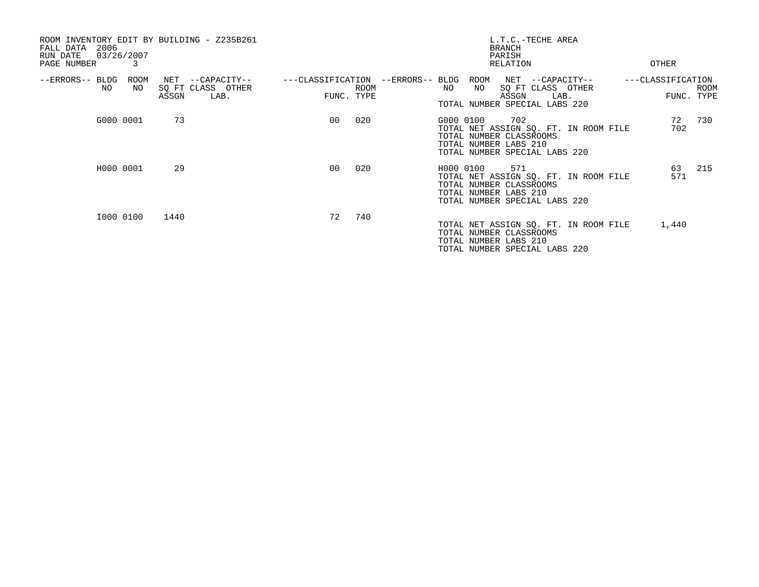ROOM INVENTORY EDIT BY BUILDING - Z235B261
FALL DATA 2006
RUN DATE 03/26/2007
PAGE NUMBER 3

L.T.C.-TECHE AREA
BRANCH
PARISH
RELATION
OTHER

| --ERRORS-- | BLDG NO | ROOM NO | NET SQ FT ASSGN | --CAPACITY-- CLASS LAB. | OTHER | ---CLASSIFICATION FUNC. | ROOM TYPE |
|---|---|---|---|---|---|---|---|
| | G000 | 0001 | 73 | | | 00 | 020 |
| | H000 | 0001 | 29 | | | 00 | 020 |
| | I000 | 0100 | 1440 | | | 72 | 740 |

| --ERRORS-- | BLDG NO | ROOM NO | NET SQ FT ASSGN | --CAPACITY-- CLASS LAB. | OTHER | ---CLASSIFICATION FUNC. | ROOM TYPE |
|---|---|---|---|---|---|---|---|
| TOTAL NUMBER SPECIAL LABS 220 | | | | | | | |
| | G000 | 0100 | 702 | | | 72 | 730 |
| TOTAL NET ASSIGN SQ. FT. IN ROOM FILE | | | | | | 702 | |
| TOTAL NUMBER CLASSROOMS | | | | | | | |
| TOTAL NUMBER LABS 210 | | | | | | | |
| TOTAL NUMBER SPECIAL LABS 220 | | | | | | | |
| | H000 | 0100 | 571 | | | 63 | 215 |
| TOTAL NET ASSIGN SQ. FT. IN ROOM FILE | | | | | | 571 | |
| TOTAL NUMBER CLASSROOMS | | | | | | | |
| TOTAL NUMBER LABS 210 | | | | | | | |
| TOTAL NUMBER SPECIAL LABS 220 | | | | | | | |
| TOTAL NET ASSIGN SQ. FT. IN ROOM FILE | | | | | | 1,440 | |
| TOTAL NUMBER CLASSROOMS | | | | | | | |
| TOTAL NUMBER LABS 210 | | | | | | | |
| TOTAL NUMBER SPECIAL LABS 220 | | | | | | | |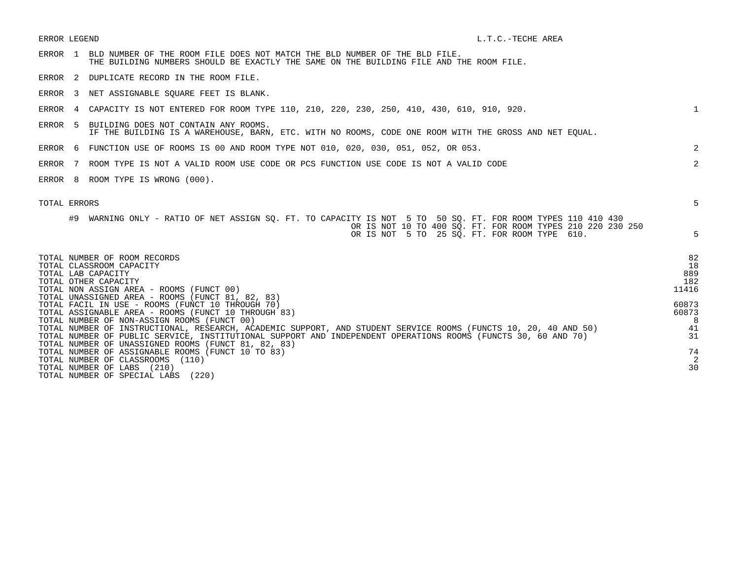ERROR LEGEND L.T.C.-TECHE AREA

| | | |
|---|---|---|
| ERROR 1 | BLD NUMBER OF THE ROOM FILE DOES NOT MATCH THE BLD NUMBER OF THE BLD FILE. THE BUILDING NUMBERS SHOULD BE EXACTLY THE SAME ON THE BUILDING FILE AND THE ROOM FILE. | |
| ERROR 2 | DUPLICATE RECORD IN THE ROOM FILE. | |
| ERROR 3 | NET ASSIGNABLE SQUARE FEET IS BLANK. | |
| ERROR 4 | CAPACITY IS NOT ENTERED FOR ROOM TYPE 110, 210, 220, 230, 250, 410, 430, 610, 910, 920. | 1 |
| ERROR 5 | BUILDING DOES NOT CONTAIN ANY ROOMS. IF THE BUILDING IS A WAREHOUSE, BARN, ETC. WITH NO ROOMS, CODE ONE ROOM WITH THE GROSS AND NET EQUAL. | |
| ERROR 6 | FUNCTION USE OF ROOMS IS 00 AND ROOM TYPE NOT 010, 020, 030, 051, 052, OR 053. | 2 |
| ERROR 7 | ROOM TYPE IS NOT A VALID ROOM USE CODE OR PCS FUNCTION USE CODE IS NOT A VALID CODE | 2 |
| ERROR 8 | ROOM TYPE IS WRONG (000). | |
| TOTAL ERRORS | | 5 |
| #9 | WARNING ONLY - RATIO OF NET ASSIGN SQ. FT. TO CAPACITY IS NOT 5 TO 50 SQ. FT. FOR ROOM TYPES 110 410 430 OR IS NOT 10 TO 400 SQ. FT. FOR ROOM TYPES 210 220 230 250 OR IS NOT 5 TO 25 SQ. FT. FOR ROOM TYPE 610. | 5 |

| | |
|---|---|
| TOTAL NUMBER OF ROOM RECORDS | 82 |
| TOTAL CLASSROOM CAPACITY | 18 |
| TOTAL LAB CAPACITY | 889 |
| TOTAL OTHER CAPACITY | 182 |
| TOTAL NON ASSIGN AREA - ROOMS (FUNCT 00) | 11416 |
| TOTAL UNASSIGNED AREA - ROOMS (FUNCT 81, 82, 83) | |
| TOTAL FACIL IN USE - ROOMS (FUNCT 10 THROUGH 70) | 60873 |
| TOTAL ASSIGNABLE AREA - ROOMS (FUNCT 10 THROUGH 83) | 60873 |
| TOTAL NUMBER OF NON-ASSIGN ROOMS (FUNCT 00) | 8 |
| TOTAL NUMBER OF INSTRUCTIONAL, RESEARCH, ACADEMIC SUPPORT, AND STUDENT SERVICE ROOMS (FUNCTS 10, 20, 40 AND 50) | 41 |
| TOTAL NUMBER OF PUBLIC SERVICE, INSTITUTIONAL SUPPORT AND INDEPENDENT OPERATIONS ROOMS (FUNCTS 30, 60 AND 70) | 31 |
| TOTAL NUMBER OF UNASSIGNED ROOMS (FUNCT 81, 82, 83) | |
| TOTAL NUMBER OF ASSIGNABLE ROOMS (FUNCT 10 TO 83) | 74 |
| TOTAL NUMBER OF CLASSROOMS (110) | 2 |
| TOTAL NUMBER OF LABS (210) | 30 |
| TOTAL NUMBER OF SPECIAL LABS (220) | |